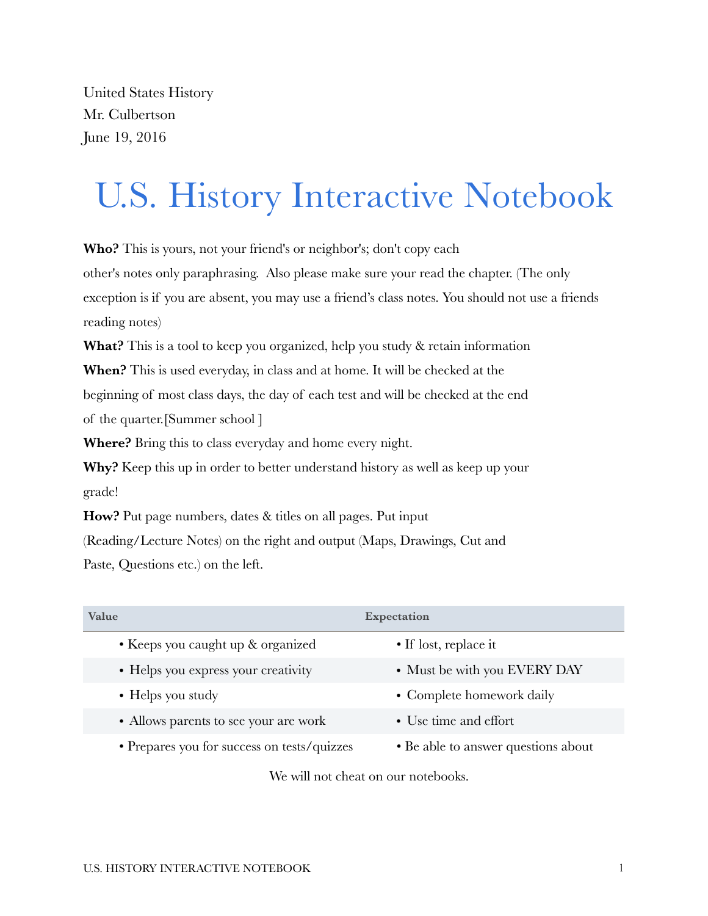United States History
Mr. Culbertson
June 19, 2016

# U.S. History Interactive Notebook

**Who?** This is yours, not your friend's or neighbor's; don't copy each other's notes only paraphrasing. Also please make sure your read the chapter. (The only exception is if you are absent, you may use a friend's class notes. You should not use a friends reading notes)

**What?** This is a tool to keep you organized, help you study & retain information

**When?** This is used everyday, in class and at home. It will be checked at the beginning of most class days, the day of each test and will be checked at the end of the quarter.[Summer school ]

**Where?** Bring this to class everyday and home every night.

**Why?** Keep this up in order to better understand history as well as keep up your grade!

**How?** Put page numbers, dates & titles on all pages. Put input (Reading/Lecture Notes) on the right and output (Maps, Drawings, Cut and Paste, Questions etc.) on the left.

| Value | Expectation |
| --- | --- |
| • Keeps you caught up & organized | • If lost, replace it |
| • Helps you express your creativity | • Must be with you EVERY DAY |
| • Helps you study | • Complete homework daily |
| • Allows parents to see your are work | • Use time and effort |
| • Prepares you for success on tests/quizzes | • Be able to answer questions about |

We will not cheat on our notebooks.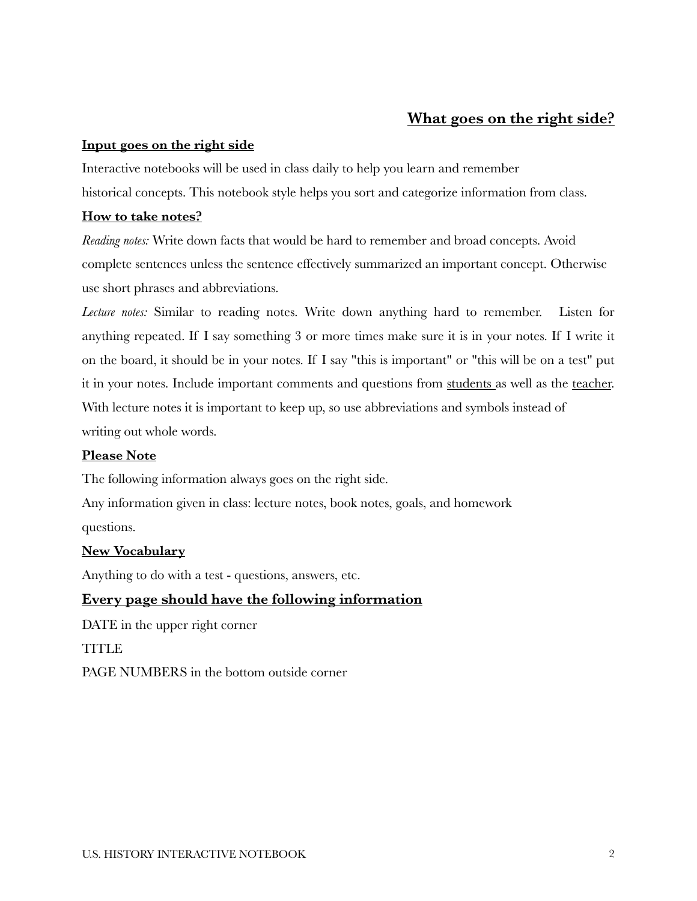## What goes on the right side?

**Input goes on the right side**

Interactive notebooks will be used in class daily to help you learn and remember historical concepts. This notebook style helps you sort and categorize information from class.

**How to take notes?**

*Reading notes:* Write down facts that would be hard to remember and broad concepts. Avoid complete sentences unless the sentence effectively summarized an important concept. Otherwise use short phrases and abbreviations.

*Lecture notes:* Similar to reading notes. Write down anything hard to remember. Listen for anything repeated. If I say something 3 or more times make sure it is in your notes. If I write it on the board, it should be in your notes. If I say "this is important" or "this will be on a test" put it in your notes. Include important comments and questions from <u>students</u> as well as the <u>teacher</u>. With lecture notes it is important to keep up, so use abbreviations and symbols instead of writing out whole words.

**Please Note**

The following information always goes on the right side.

Any information given in class: lecture notes, book notes, goals, and homework questions.

**New Vocabulary**

Anything to do with a test - questions, answers, etc.

### Every page should have the following information

DATE in the upper right corner

TITLE

PAGE NUMBERS in the bottom outside corner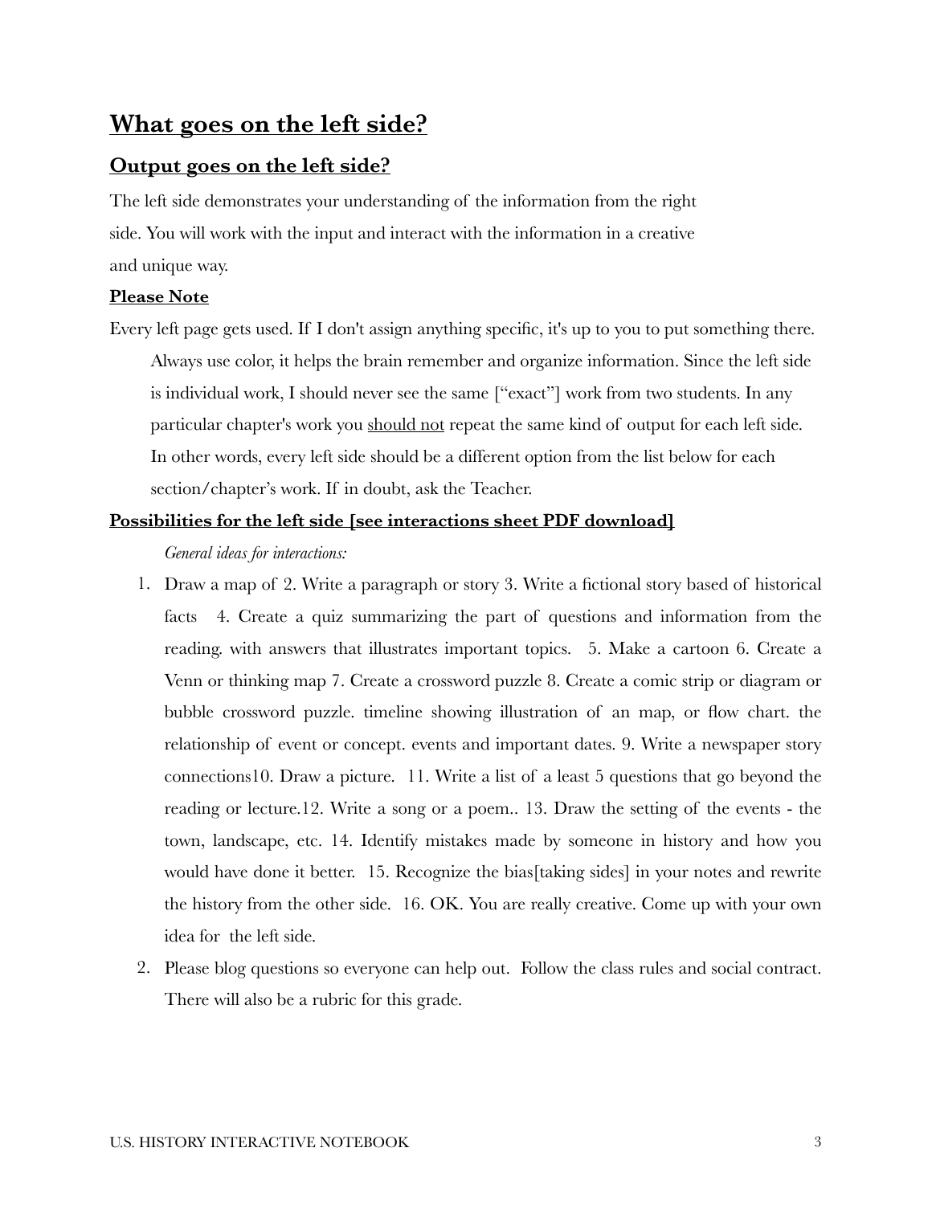## What goes on the left side?

### Output goes on the left side?

The left side demonstrates your understanding of the information from the right side. You will work with the input and interact with the information in a creative and unique way.

**Please Note**

Every left page gets used. If I don't assign anything specific, it's up to you to put something there. Always use color, it helps the brain remember and organize information. Since the left side is individual work, I should never see the same ["exact"] work from two students. In any particular chapter's work you <u>should not</u> repeat the same kind of output for each left side. In other words, every left side should be a different option from the list below for each section/chapter's work. If in doubt, ask the Teacher.

**Possibilities for the left side [see interactions sheet PDF download]**

*General ideas for interactions:*

1. Draw a map of 2. Write a paragraph or story 3. Write a fictional story based of historical facts 4. Create a quiz summarizing the part of questions and information from the reading. with answers that illustrates important topics. 5. Make a cartoon 6. Create a Venn or thinking map 7. Create a crossword puzzle 8. Create a comic strip or diagram or bubble crossword puzzle. timeline showing illustration of an map, or flow chart. the relationship of event or concept. events and important dates. 9. Write a newspaper story connections10. Draw a picture. 11. Write a list of a least 5 questions that go beyond the reading or lecture.12. Write a song or a poem.. 13. Draw the setting of the events - the town, landscape, etc. 14. Identify mistakes made by someone in history and how you would have done it better. 15. Recognize the bias[taking sides] in your notes and rewrite the history from the other side. 16. OK. You are really creative. Come up with your own idea for the left side.
2. Please blog questions so everyone can help out. Follow the class rules and social contract. There will also be a rubric for this grade.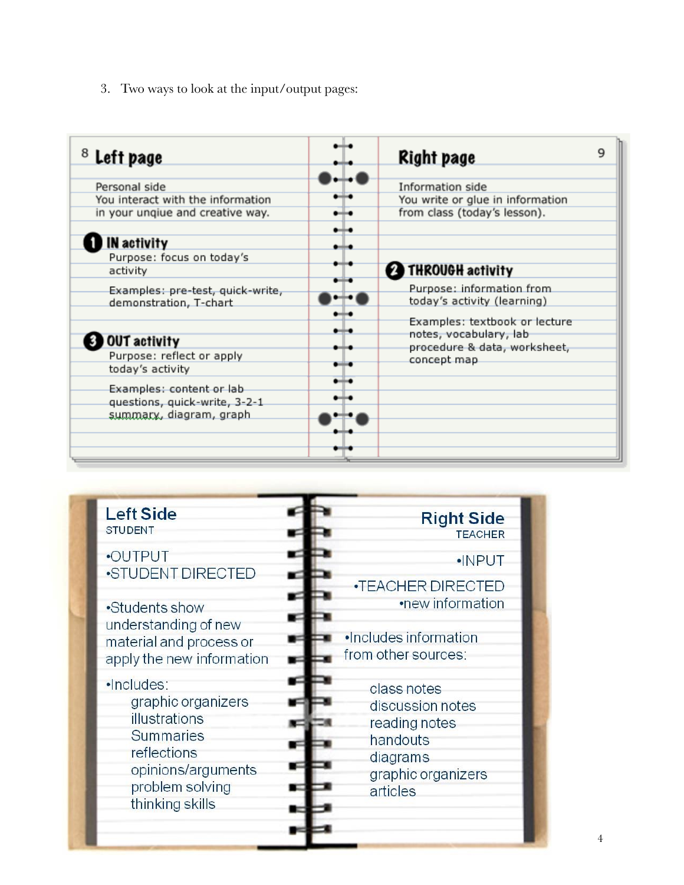3. Two ways to look at the input/output pages:

8 **Left page**

Personal side
You interact with the information in your unqiue and creative way.

**1 IN activity**
Purpose: focus on today's activity

Examples: pre-test, quick-write, demonstration, T-chart

**3 OUT activity**
Purpose: reflect or apply today's activity

Examples: content or lab questions, quick-write, 3-2-1 summary, diagram, graph

**Right page** 9

Information side
You write or glue in information from class (today's lesson).

**2 THROUGH activity**
Purpose: information from today's activity (learning)

Examples: textbook or lecture notes, vocabulary, lab procedure & data, worksheet, concept map

**Left Side**
STUDENT

- OUTPUT
- STUDENT DIRECTED
- Students show understanding of new material and process or apply the new information
- Includes:
  - graphic organizers
  - illustrations
  - Summaries
  - reflections
  - opinions/arguments
  - problem solving
  - thinking skills

**Right Side**
TEACHER

- INPUT
- TEACHER DIRECTED
- new information
- Includes information from other sources:
  - class notes
  - discussion notes
  - reading notes
  - handouts
  - diagrams
  - graphic organizers
  - articles